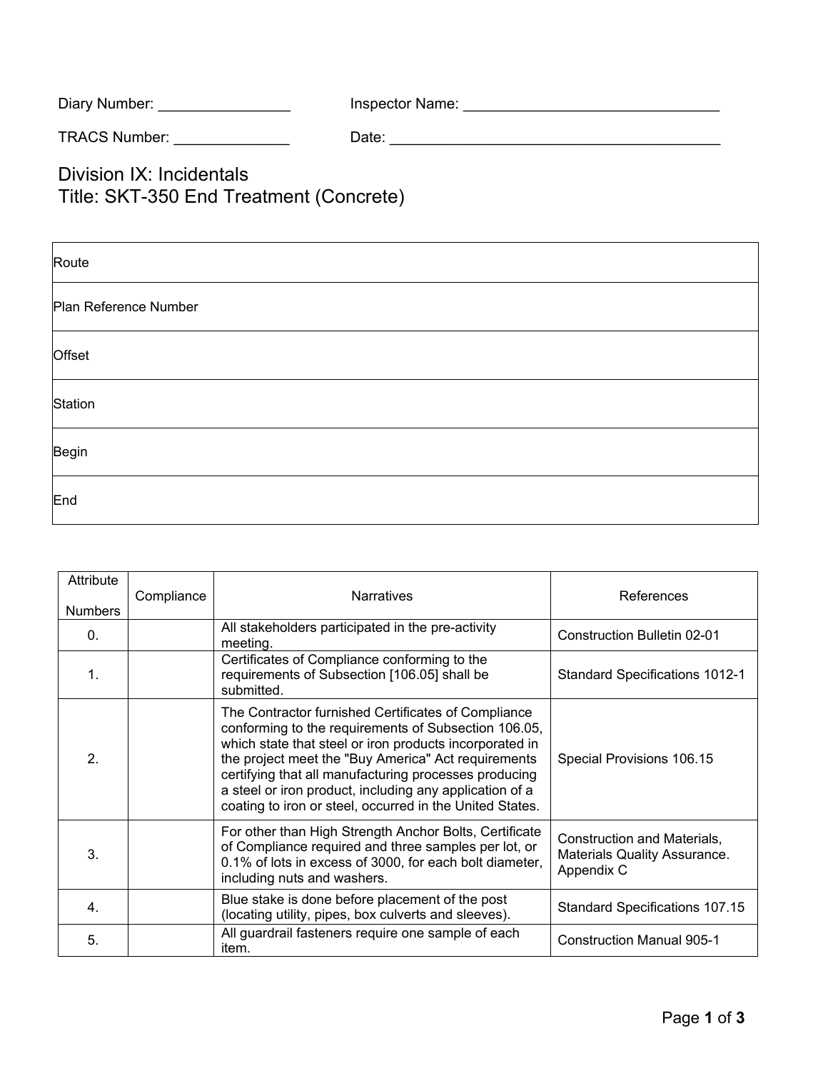Diary Number: ________________ Inspector Name: _______________________________

TRACS Number: ______________ Date: _________________________________________

# Division IX: Incidentals
# Title: SKT-350 End Treatment (Concrete)

| Route |
| --- |
| Plan Reference Number |
| Offset |
| Station |
| Begin |
| End |

| Attribute Numbers | Compliance | Narratives | References |
| --- | --- | --- | --- |
| 0. | | All stakeholders participated in the pre-activity meeting. | Construction Bulletin 02-01 |
| 1. | | Certificates of Compliance conforming to the requirements of Subsection [106.05] shall be submitted. | Standard Specifications 1012-1 |
| 2. | | The Contractor furnished Certificates of Compliance conforming to the requirements of Subsection 106.05, which state that steel or iron products incorporated in the project meet the "Buy America" Act requirements certifying that all manufacturing processes producing a steel or iron product, including any application of a coating to iron or steel, occurred in the United States. | Special Provisions 106.15 |
| 3. | | For other than High Strength Anchor Bolts, Certificate of Compliance required and three samples per lot, or 0.1% of lots in excess of 3000, for each bolt diameter, including nuts and washers. | Construction and Materials, Materials Quality Assurance. Appendix C |
| 4. | | Blue stake is done before placement of the post (locating utility, pipes, box culverts and sleeves). | Standard Specifications 107.15 |
| 5. | | All guardrail fasteners require one sample of each item. | Construction Manual 905-1 |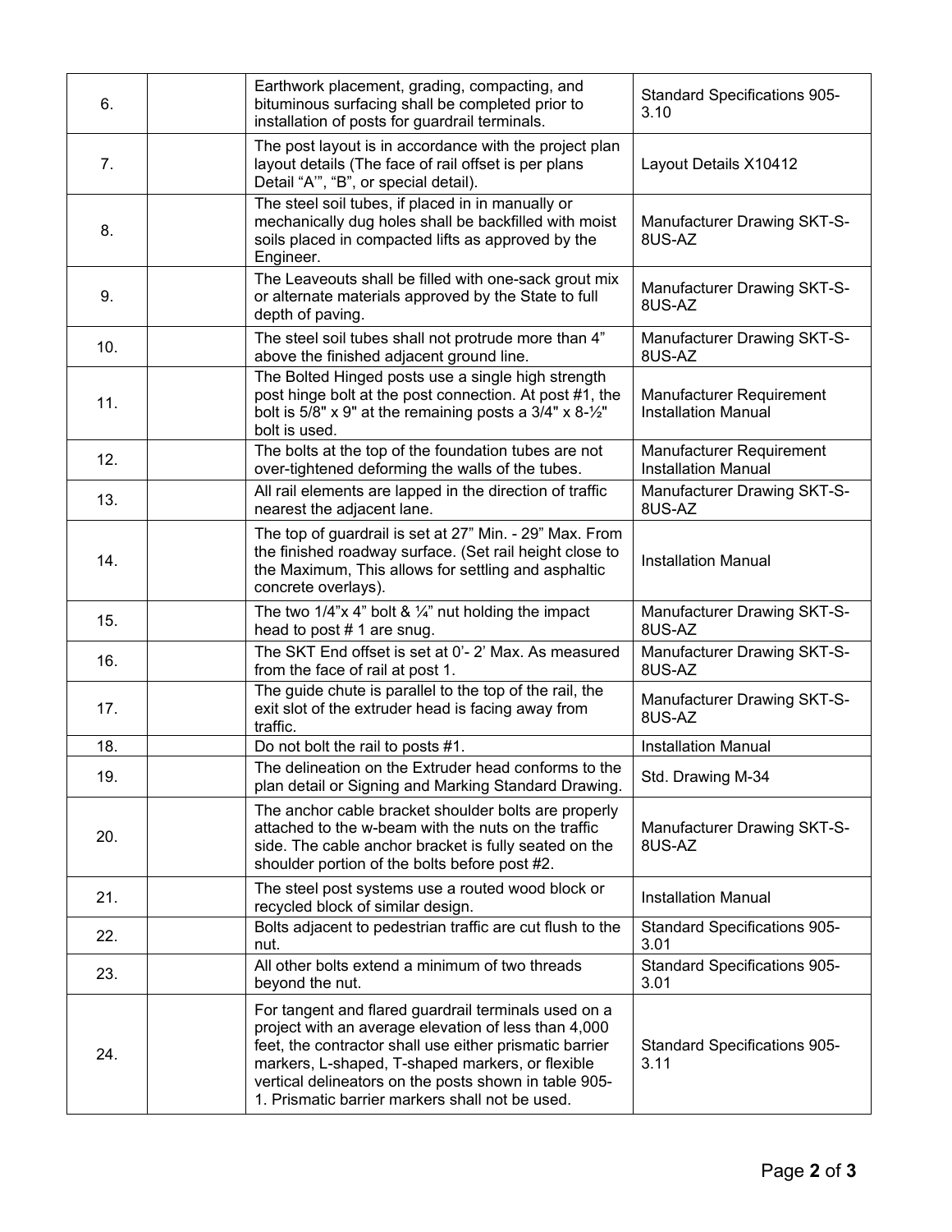| | | | |
|---|---|---|---|
| 6. | | Earthwork placement, grading, compacting, and bituminous surfacing shall be completed prior to installation of posts for guardrail terminals. | Standard Specifications 905-3.10 |
| 7. | | The post layout is in accordance with the project plan layout details (The face of rail offset is per plans Detail "A'", "B", or special detail). | Layout Details X10412 |
| 8. | | The steel soil tubes, if placed in in manually or mechanically dug holes shall be backfilled with moist soils placed in compacted lifts as approved by the Engineer. | Manufacturer Drawing SKT-S-8US-AZ |
| 9. | | The Leaveouts shall be filled with one-sack grout mix or alternate materials approved by the State to full depth of paving. | Manufacturer Drawing SKT-S-8US-AZ |
| 10. | | The steel soil tubes shall not protrude more than 4" above the finished adjacent ground line. | Manufacturer Drawing SKT-S-8US-AZ |
| 11. | | The Bolted Hinged posts use a single high strength post hinge bolt at the post connection. At post #1, the bolt is 5/8" x 9" at the remaining posts a 3/4" x 8-½" bolt is used. | Manufacturer Requirement Installation Manual |
| 12. | | The bolts at the top of the foundation tubes are not over-tightened deforming the walls of the tubes. | Manufacturer Requirement Installation Manual |
| 13. | | All rail elements are lapped in the direction of traffic nearest the adjacent lane. | Manufacturer Drawing SKT-S-8US-AZ |
| 14. | | The top of guardrail is set at 27" Min. - 29" Max. From the finished roadway surface. (Set rail height close to the Maximum, This allows for settling and asphaltic concrete overlays). | Installation Manual |
| 15. | | The two 1/4"x 4" bolt & ¼" nut holding the impact head to post # 1 are snug. | Manufacturer Drawing SKT-S-8US-AZ |
| 16. | | The SKT End offset is set at 0'- 2' Max. As measured from the face of rail at post 1. | Manufacturer Drawing SKT-S-8US-AZ |
| 17. | | The guide chute is parallel to the top of the rail, the exit slot of the extruder head is facing away from traffic. | Manufacturer Drawing SKT-S-8US-AZ |
| 18. | | Do not bolt the rail to posts #1. | Installation Manual |
| 19. | | The delineation on the Extruder head conforms to the plan detail or Signing and Marking Standard Drawing. | Std. Drawing M-34 |
| 20. | | The anchor cable bracket shoulder bolts are properly attached to the w-beam with the nuts on the traffic side. The cable anchor bracket is fully seated on the shoulder portion of the bolts before post #2. | Manufacturer Drawing SKT-S-8US-AZ |
| 21. | | The steel post systems use a routed wood block or recycled block of similar design. | Installation Manual |
| 22. | | Bolts adjacent to pedestrian traffic are cut flush to the nut. | Standard Specifications 905-3.01 |
| 23. | | All other bolts extend a minimum of two threads beyond the nut. | Standard Specifications 905-3.01 |
| 24. | | For tangent and flared guardrail terminals used on a project with an average elevation of less than 4,000 feet, the contractor shall use either prismatic barrier markers, L-shaped, T-shaped markers, or flexible vertical delineators on the posts shown in table 905-1. Prismatic barrier markers shall not be used. | Standard Specifications 905-3.11 |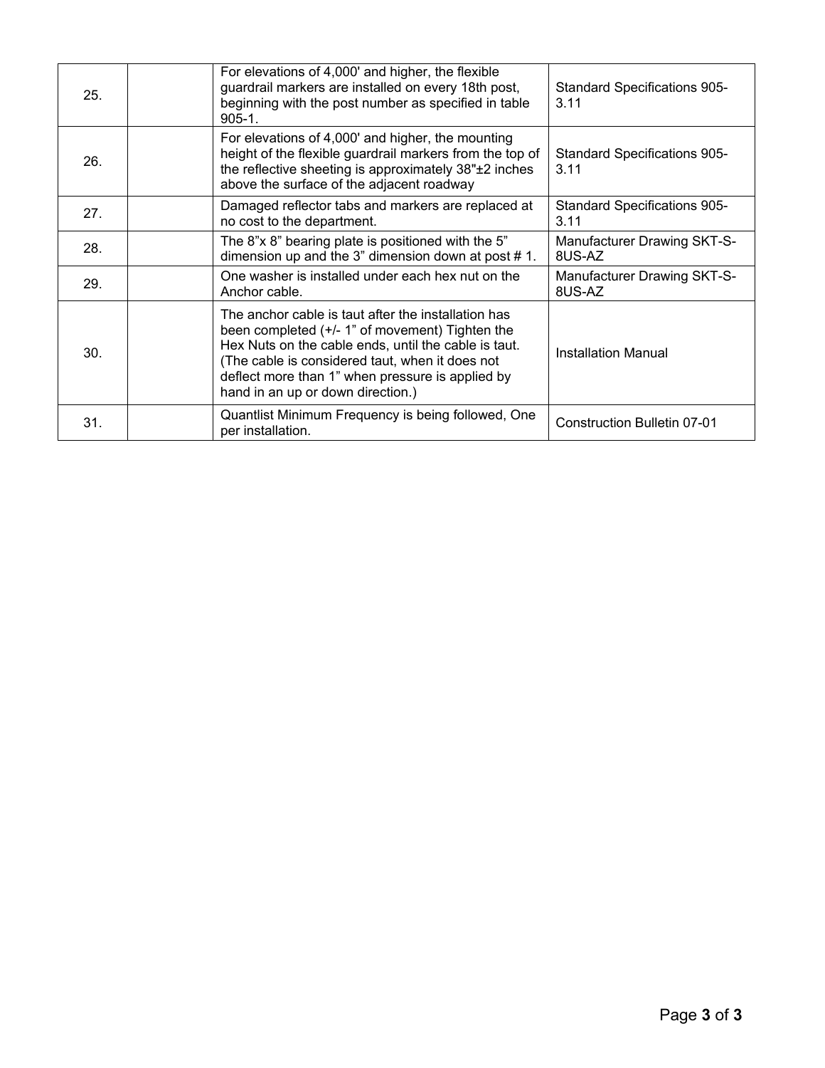| | | | |
|---|---|---|---|
| 25. | | For elevations of 4,000' and higher, the flexible guardrail markers are installed on every 18th post, beginning with the post number as specified in table 905-1. | Standard Specifications 905-3.11 |
| 26. | | For elevations of 4,000' and higher, the mounting height of the flexible guardrail markers from the top of the reflective sheeting is approximately 38"±2 inches above the surface of the adjacent roadway | Standard Specifications 905-3.11 |
| 27. | | Damaged reflector tabs and markers are replaced at no cost to the department. | Standard Specifications 905-3.11 |
| 28. | | The 8"x 8" bearing plate is positioned with the 5" dimension up and the 3" dimension down at post # 1. | Manufacturer Drawing SKT-S-8US-AZ |
| 29. | | One washer is installed under each hex nut on the Anchor cable. | Manufacturer Drawing SKT-S-8US-AZ |
| 30. | | The anchor cable is taut after the installation has been completed (+/- 1" of movement) Tighten the Hex Nuts on the cable ends, until the cable is taut. (The cable is considered taut, when it does not deflect more than 1" when pressure is applied by hand in an up or down direction.) | Installation Manual |
| 31. | | Quantlist Minimum Frequency is being followed, One per installation. | Construction Bulletin 07-01 |